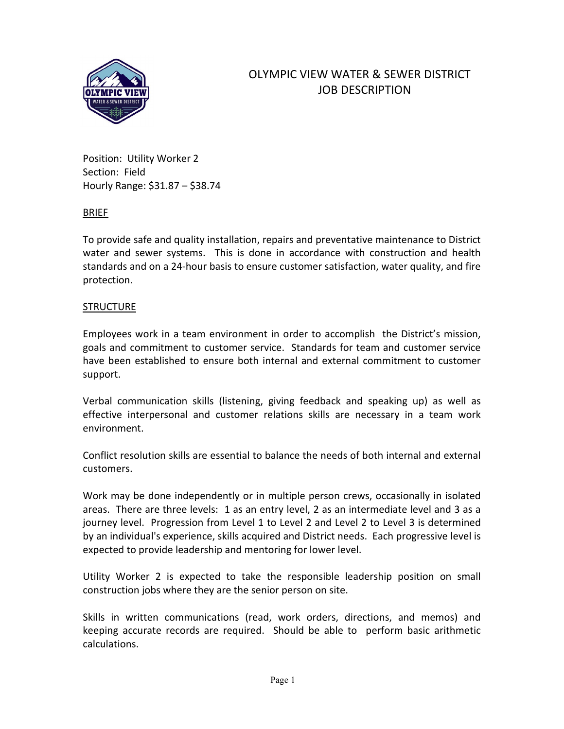# OLYMPIC VIEW WATER & SEWER DISTRICT
# JOB DESCRIPTION

Position: Utility Worker 2
Section: Field
Hourly Range: $31.87 – $38.74

## BRIEF

To provide safe and quality installation, repairs and preventative maintenance to District water and sewer systems. This is done in accordance with construction and health standards and on a 24-hour basis to ensure customer satisfaction, water quality, and fire protection.

## STRUCTURE

Employees work in a team environment in order to accomplish the District's mission, goals and commitment to customer service. Standards for team and customer service have been established to ensure both internal and external commitment to customer support.

Verbal communication skills (listening, giving feedback and speaking up) as well as effective interpersonal and customer relations skills are necessary in a team work environment.

Conflict resolution skills are essential to balance the needs of both internal and external customers.

Work may be done independently or in multiple person crews, occasionally in isolated areas. There are three levels: 1 as an entry level, 2 as an intermediate level and 3 as a journey level. Progression from Level 1 to Level 2 and Level 2 to Level 3 is determined by an individual's experience, skills acquired and District needs. Each progressive level is expected to provide leadership and mentoring for lower level.

Utility Worker 2 is expected to take the responsible leadership position on small construction jobs where they are the senior person on site.

Skills in written communications (read, work orders, directions, and memos) and keeping accurate records are required. Should be able to perform basic arithmetic calculations.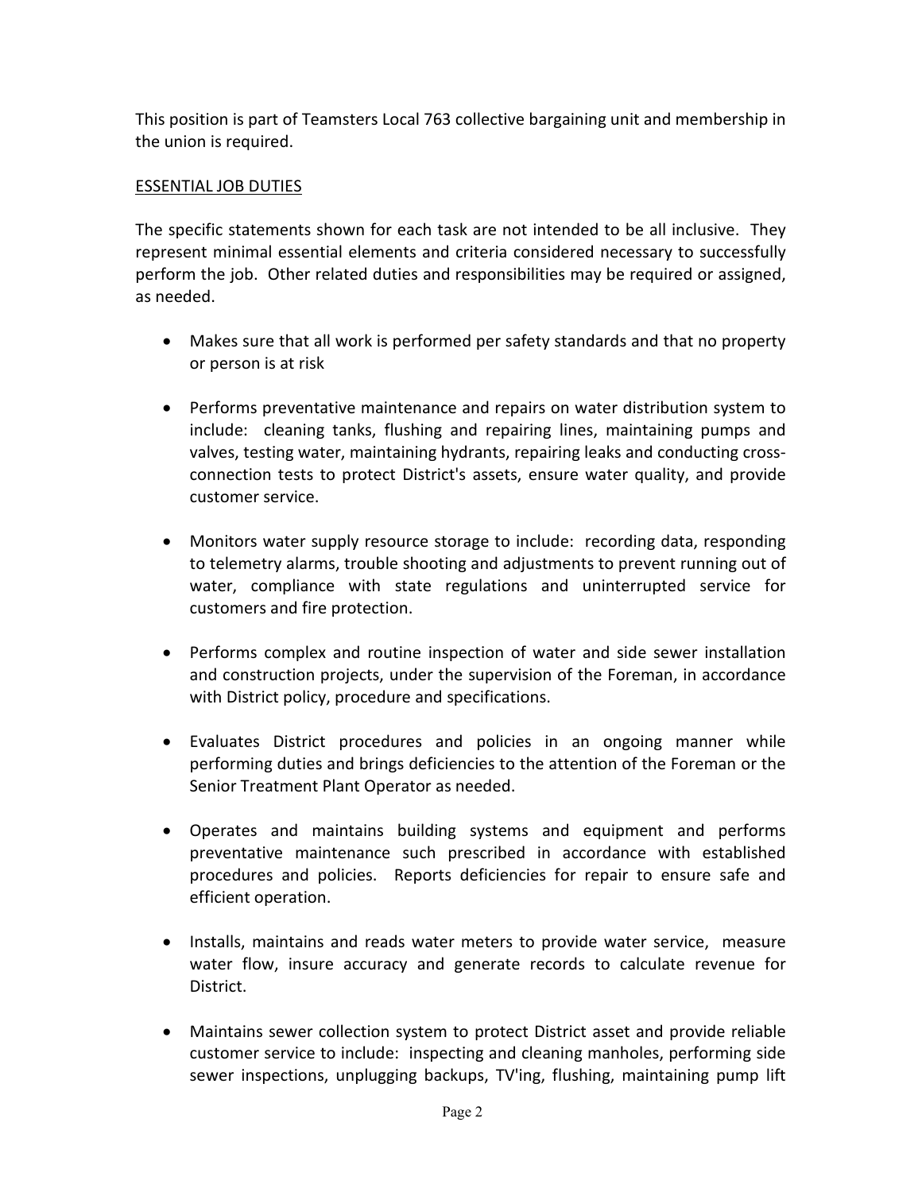This position is part of Teamsters Local 763 collective bargaining unit and membership in the union is required.

ESSENTIAL JOB DUTIES

The specific statements shown for each task are not intended to be all inclusive. They represent minimal essential elements and criteria considered necessary to successfully perform the job. Other related duties and responsibilities may be required or assigned, as needed.

- Makes sure that all work is performed per safety standards and that no property or person is at risk
- Performs preventative maintenance and repairs on water distribution system to include: cleaning tanks, flushing and repairing lines, maintaining pumps and valves, testing water, maintaining hydrants, repairing leaks and conducting cross-connection tests to protect District's assets, ensure water quality, and provide customer service.
- Monitors water supply resource storage to include: recording data, responding to telemetry alarms, trouble shooting and adjustments to prevent running out of water, compliance with state regulations and uninterrupted service for customers and fire protection.
- Performs complex and routine inspection of water and side sewer installation and construction projects, under the supervision of the Foreman, in accordance with District policy, procedure and specifications.
- Evaluates District procedures and policies in an ongoing manner while performing duties and brings deficiencies to the attention of the Foreman or the Senior Treatment Plant Operator as needed.
- Operates and maintains building systems and equipment and performs preventative maintenance such prescribed in accordance with established procedures and policies. Reports deficiencies for repair to ensure safe and efficient operation.
- Installs, maintains and reads water meters to provide water service, measure water flow, insure accuracy and generate records to calculate revenue for District.
- Maintains sewer collection system to protect District asset and provide reliable customer service to include: inspecting and cleaning manholes, performing side sewer inspections, unplugging backups, TV'ing, flushing, maintaining pump lift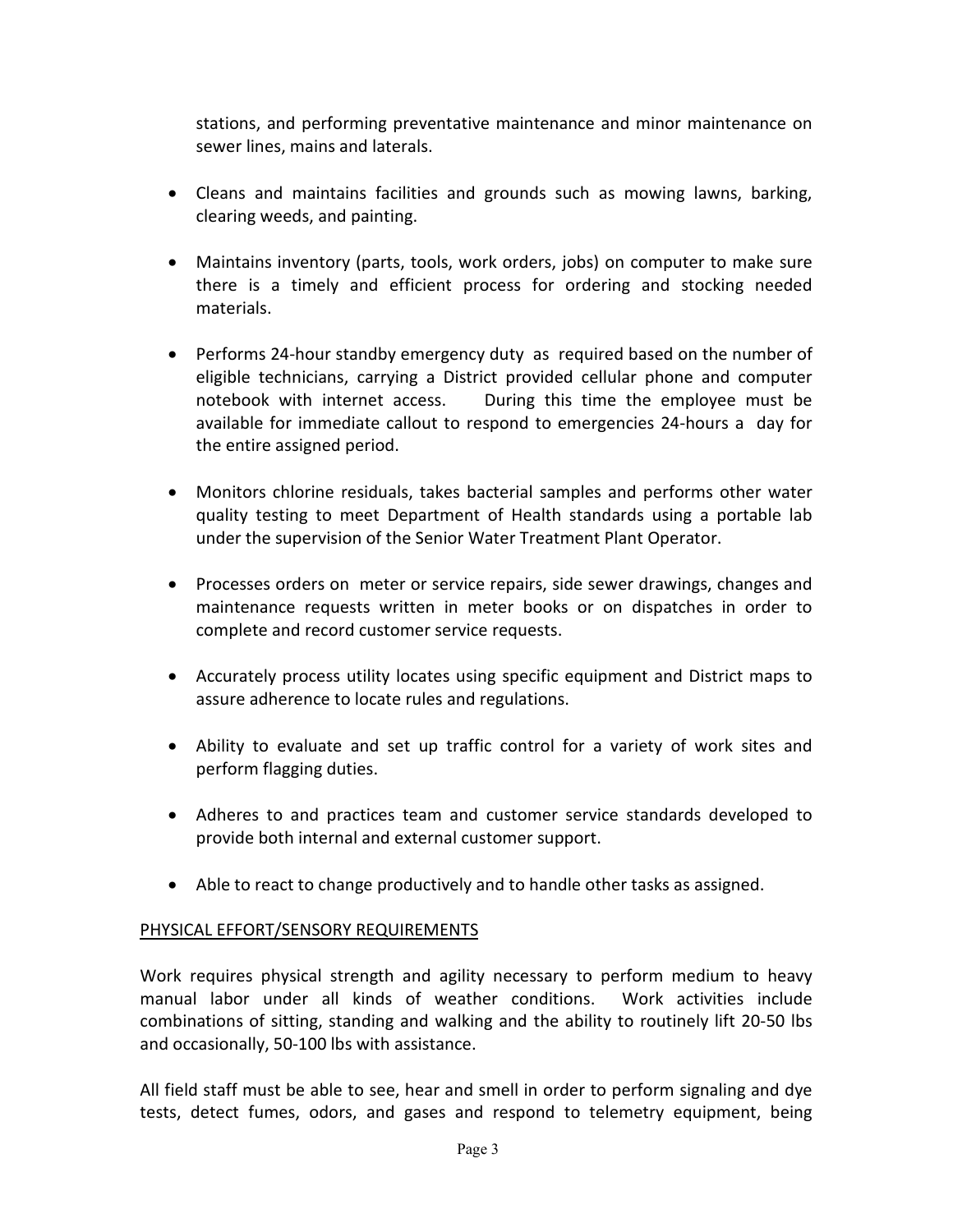stations, and performing preventative maintenance and minor maintenance on sewer lines, mains and laterals.

- Cleans and maintains facilities and grounds such as mowing lawns, barking, clearing weeds, and painting.
- Maintains inventory (parts, tools, work orders, jobs) on computer to make sure there is a timely and efficient process for ordering and stocking needed materials.
- Performs 24-hour standby emergency duty as required based on the number of eligible technicians, carrying a District provided cellular phone and computer notebook with internet access. During this time the employee must be available for immediate callout to respond to emergencies 24-hours a day for the entire assigned period.
- Monitors chlorine residuals, takes bacterial samples and performs other water quality testing to meet Department of Health standards using a portable lab under the supervision of the Senior Water Treatment Plant Operator.
- Processes orders on meter or service repairs, side sewer drawings, changes and maintenance requests written in meter books or on dispatches in order to complete and record customer service requests.
- Accurately process utility locates using specific equipment and District maps to assure adherence to locate rules and regulations.
- Ability to evaluate and set up traffic control for a variety of work sites and perform flagging duties.
- Adheres to and practices team and customer service standards developed to provide both internal and external customer support.
- Able to react to change productively and to handle other tasks as assigned.

## PHYSICAL EFFORT/SENSORY REQUIREMENTS

Work requires physical strength and agility necessary to perform medium to heavy manual labor under all kinds of weather conditions. Work activities include combinations of sitting, standing and walking and the ability to routinely lift 20-50 lbs and occasionally, 50-100 lbs with assistance.

All field staff must be able to see, hear and smell in order to perform signaling and dye tests, detect fumes, odors, and gases and respond to telemetry equipment, being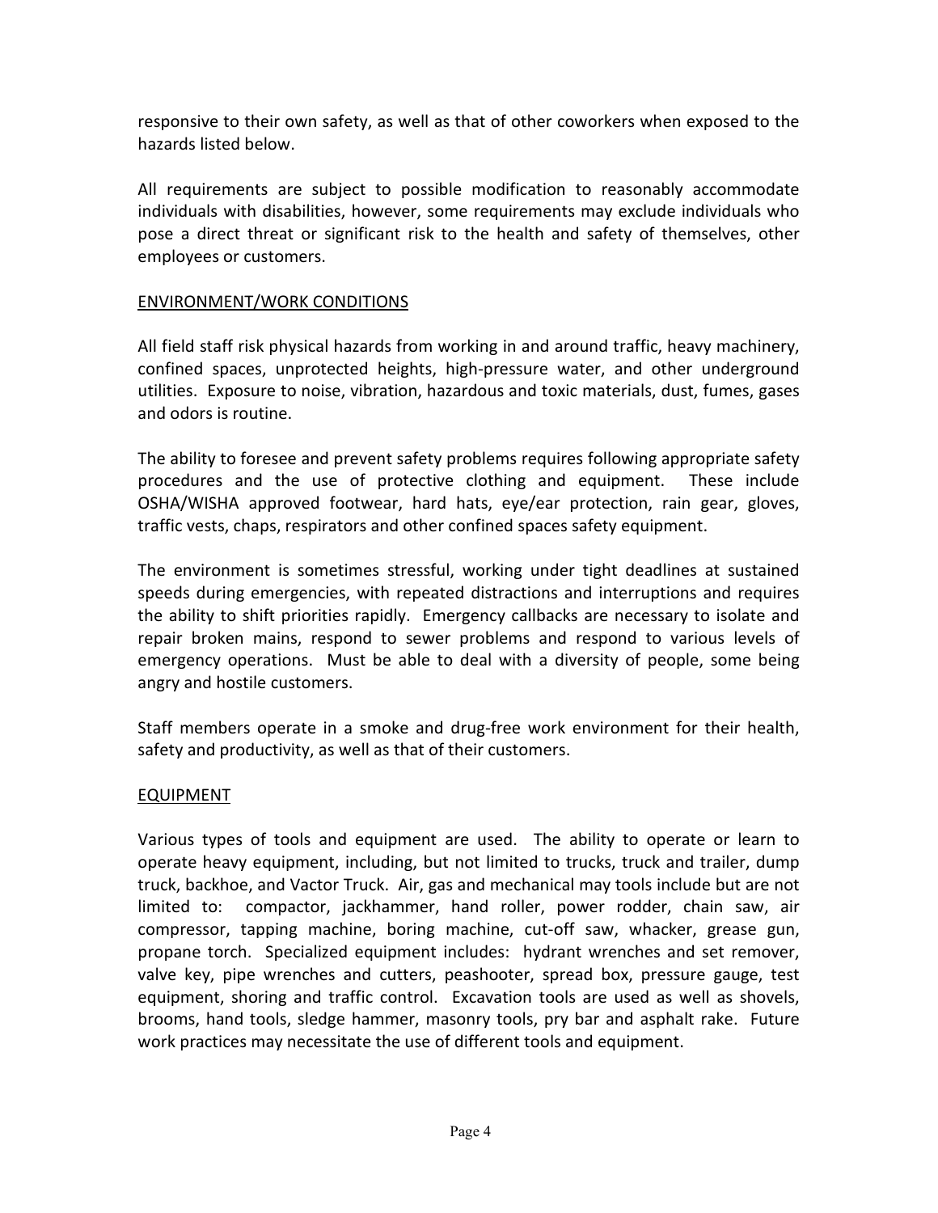responsive to their own safety, as well as that of other coworkers when exposed to the hazards listed below.

All requirements are subject to possible modification to reasonably accommodate individuals with disabilities, however, some requirements may exclude individuals who pose a direct threat or significant risk to the health and safety of themselves, other employees or customers.

## ENVIRONMENT/WORK CONDITIONS

All field staff risk physical hazards from working in and around traffic, heavy machinery, confined spaces, unprotected heights, high-pressure water, and other underground utilities. Exposure to noise, vibration, hazardous and toxic materials, dust, fumes, gases and odors is routine.

The ability to foresee and prevent safety problems requires following appropriate safety procedures and the use of protective clothing and equipment. These include OSHA/WISHA approved footwear, hard hats, eye/ear protection, rain gear, gloves, traffic vests, chaps, respirators and other confined spaces safety equipment.

The environment is sometimes stressful, working under tight deadlines at sustained speeds during emergencies, with repeated distractions and interruptions and requires the ability to shift priorities rapidly. Emergency callbacks are necessary to isolate and repair broken mains, respond to sewer problems and respond to various levels of emergency operations. Must be able to deal with a diversity of people, some being angry and hostile customers.

Staff members operate in a smoke and drug-free work environment for their health, safety and productivity, as well as that of their customers.

## EQUIPMENT

Various types of tools and equipment are used. The ability to operate or learn to operate heavy equipment, including, but not limited to trucks, truck and trailer, dump truck, backhoe, and Vactor Truck. Air, gas and mechanical may tools include but are not limited to: compactor, jackhammer, hand roller, power rodder, chain saw, air compressor, tapping machine, boring machine, cut-off saw, whacker, grease gun, propane torch. Specialized equipment includes: hydrant wrenches and set remover, valve key, pipe wrenches and cutters, peashooter, spread box, pressure gauge, test equipment, shoring and traffic control. Excavation tools are used as well as shovels, brooms, hand tools, sledge hammer, masonry tools, pry bar and asphalt rake. Future work practices may necessitate the use of different tools and equipment.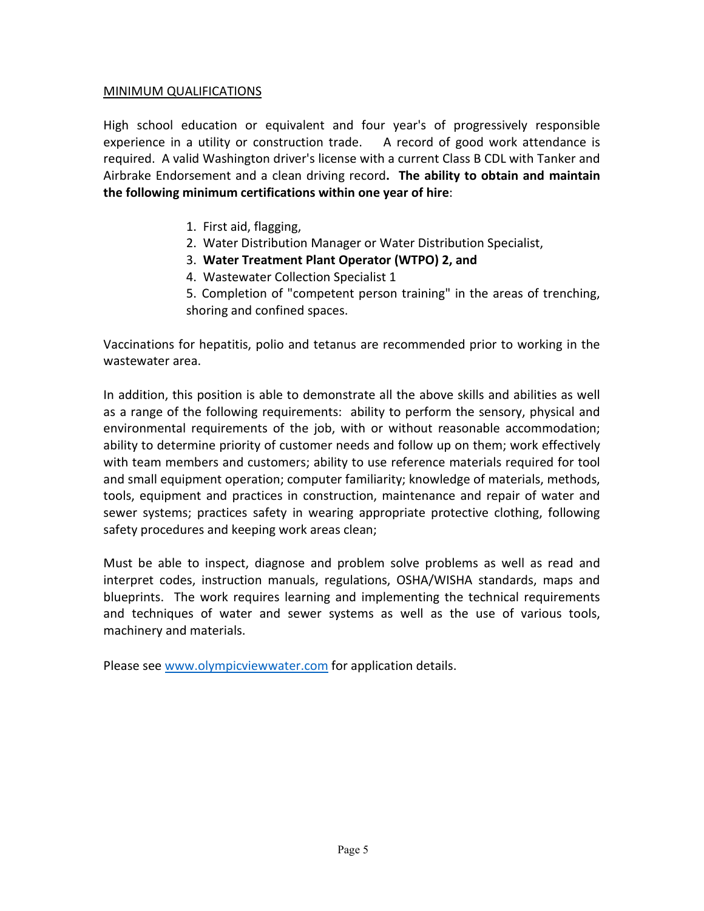MINIMUM QUALIFICATIONS

High school education or equivalent and four year's of progressively responsible experience in a utility or construction trade. A record of good work attendance is required. A valid Washington driver's license with a current Class B CDL with Tanker and Airbrake Endorsement and a clean driving record**. The ability to obtain and maintain the following minimum certifications within one year of hire**:

1. First aid, flagging,
2. Water Distribution Manager or Water Distribution Specialist,
3. **Water Treatment Plant Operator (WTPO) 2, and**
4. Wastewater Collection Specialist 1
5. Completion of "competent person training" in the areas of trenching, shoring and confined spaces.

Vaccinations for hepatitis, polio and tetanus are recommended prior to working in the wastewater area.

In addition, this position is able to demonstrate all the above skills and abilities as well as a range of the following requirements: ability to perform the sensory, physical and environmental requirements of the job, with or without reasonable accommodation; ability to determine priority of customer needs and follow up on them; work effectively with team members and customers; ability to use reference materials required for tool and small equipment operation; computer familiarity; knowledge of materials, methods, tools, equipment and practices in construction, maintenance and repair of water and sewer systems; practices safety in wearing appropriate protective clothing, following safety procedures and keeping work areas clean;

Must be able to inspect, diagnose and problem solve problems as well as read and interpret codes, instruction manuals, regulations, OSHA/WISHA standards, maps and blueprints. The work requires learning and implementing the technical requirements and techniques of water and sewer systems as well as the use of various tools, machinery and materials.

Please see [www.olympicviewwater.com](http://www.olympicviewwater.com) for application details.